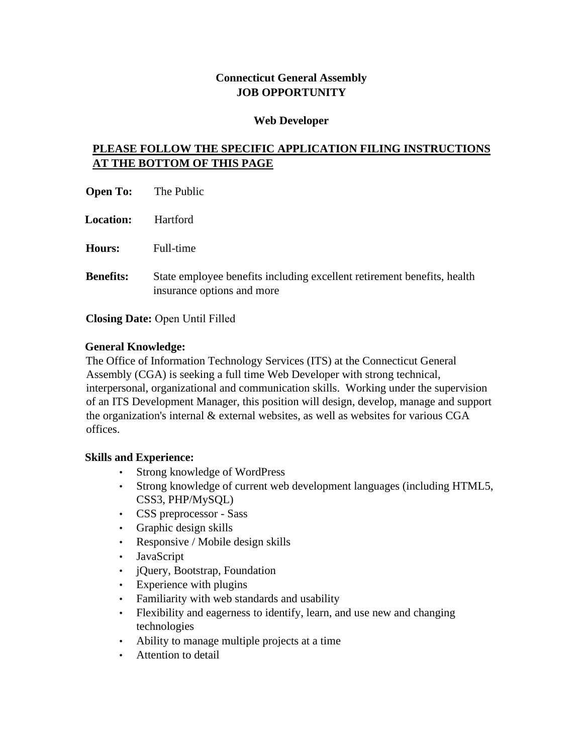**Connecticut General Assembly**
**JOB OPPORTUNITY**

**Web Developer**

**PLEASE FOLLOW THE SPECIFIC APPLICATION FILING INSTRUCTIONS AT THE BOTTOM OF THIS PAGE**

**Open To:** The Public

**Location:** Hartford

**Hours:** Full-time

**Benefits:** State employee benefits including excellent retirement benefits, health insurance options and more

**Closing Date:** Open Until Filled

**General Knowledge:**

The Office of Information Technology Services (ITS) at the Connecticut General Assembly (CGA) is seeking a full time Web Developer with strong technical, interpersonal, organizational and communication skills. Working under the supervision of an ITS Development Manager, this position will design, develop, manage and support the organization's internal & external websites, as well as websites for various CGA offices.

**Skills and Experience:**

- Strong knowledge of WordPress
- Strong knowledge of current web development languages (including HTML5, CSS3, PHP/MySQL)
- CSS preprocessor - Sass
- Graphic design skills
- Responsive / Mobile design skills
- JavaScript
- jQuery, Bootstrap, Foundation
- Experience with plugins
- Familiarity with web standards and usability
- Flexibility and eagerness to identify, learn, and use new and changing technologies
- Ability to manage multiple projects at a time
- Attention to detail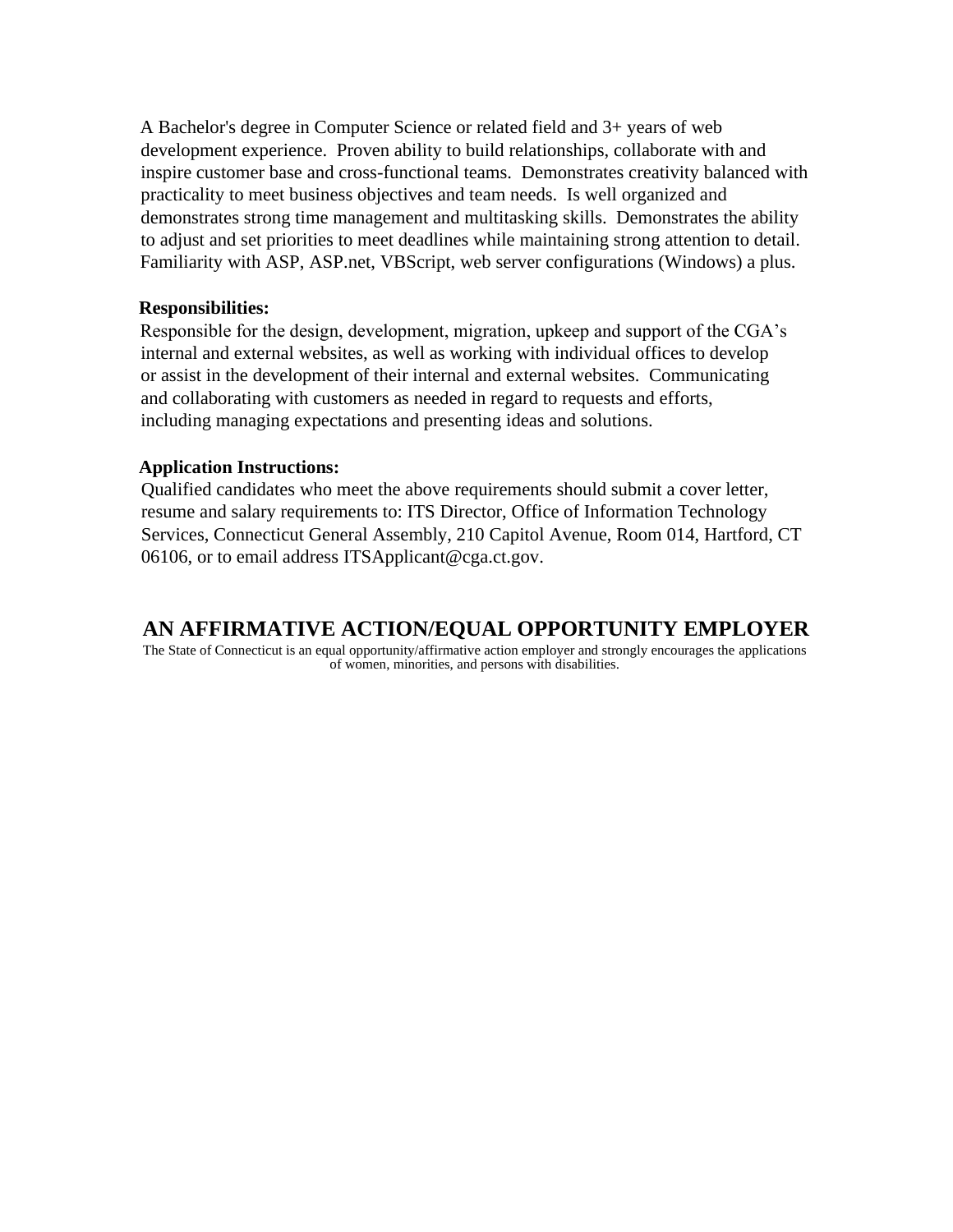A Bachelor's degree in Computer Science or related field and 3+ years of web development experience. Proven ability to build relationships, collaborate with and inspire customer base and cross-functional teams. Demonstrates creativity balanced with practicality to meet business objectives and team needs. Is well organized and demonstrates strong time management and multitasking skills. Demonstrates the ability to adjust and set priorities to meet deadlines while maintaining strong attention to detail. Familiarity with ASP, ASP.net, VBScript, web server configurations (Windows) a plus.

**Responsibilities:**

Responsible for the design, development, migration, upkeep and support of the CGA's internal and external websites, as well as working with individual offices to develop or assist in the development of their internal and external websites. Communicating and collaborating with customers as needed in regard to requests and efforts, including managing expectations and presenting ideas and solutions.

**Application Instructions:**

Qualified candidates who meet the above requirements should submit a cover letter, resume and salary requirements to: ITS Director, Office of Information Technology Services, Connecticut General Assembly, 210 Capitol Avenue, Room 014, Hartford, CT 06106, or to email address ITSApplicant@cga.ct.gov.

## AN AFFIRMATIVE ACTION/EQUAL OPPORTUNITY EMPLOYER

The State of Connecticut is an equal opportunity/affirmative action employer and strongly encourages the applications of women, minorities, and persons with disabilities.